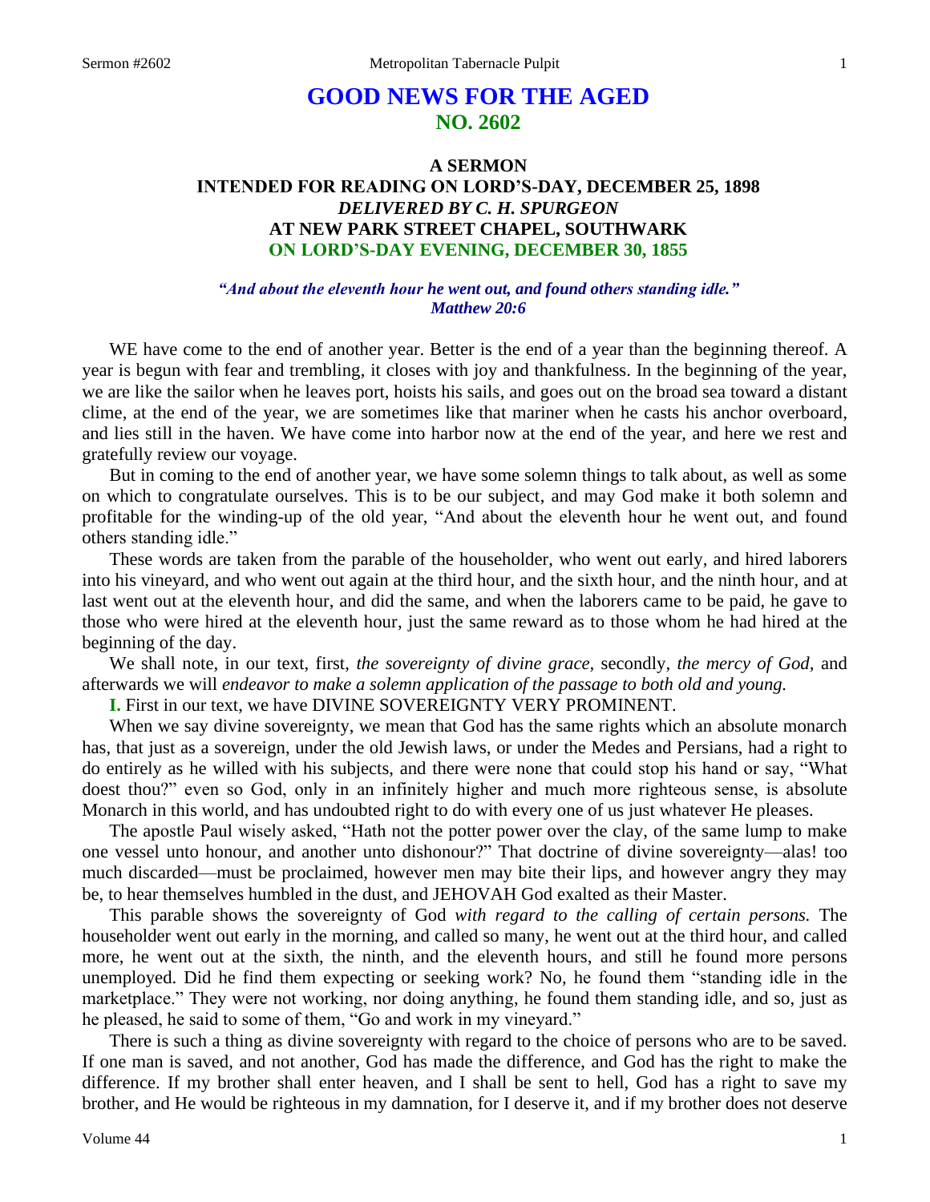# GOOD NEWS FOR THE AGED
## NO. 2602

### A SERMON
### INTENDED FOR READING ON LORD'S-DAY, DECEMBER 25, 1898
### *DELIVERED BY C. H. SPURGEON*
### AT NEW PARK STREET CHAPEL, SOUTHWARK
### ON LORD'S-DAY EVENING, DECEMBER 30, 1855

*"And about the eleventh hour he went out, and found others standing idle." Matthew 20:6*

WE have come to the end of another year. Better is the end of a year than the beginning thereof. A year is begun with fear and trembling, it closes with joy and thankfulness. In the beginning of the year, we are like the sailor when he leaves port, hoists his sails, and goes out on the broad sea toward a distant clime, at the end of the year, we are sometimes like that mariner when he casts his anchor overboard, and lies still in the haven. We have come into harbor now at the end of the year, and here we rest and gratefully review our voyage.

But in coming to the end of another year, we have some solemn things to talk about, as well as some on which to congratulate ourselves. This is to be our subject, and may God make it both solemn and profitable for the winding-up of the old year, "And about the eleventh hour he went out, and found others standing idle."

These words are taken from the parable of the householder, who went out early, and hired laborers into his vineyard, and who went out again at the third hour, and the sixth hour, and the ninth hour, and at last went out at the eleventh hour, and did the same, and when the laborers came to be paid, he gave to those who were hired at the eleventh hour, just the same reward as to those whom he had hired at the beginning of the day.

We shall note, in our text, first, *the sovereignty of divine grace,* secondly, *the mercy of God,* and afterwards we will *endeavor to make a solemn application of the passage to both old and young.*

**I.** First in our text, we have DIVINE SOVEREIGNTY VERY PROMINENT.

When we say divine sovereignty, we mean that God has the same rights which an absolute monarch has, that just as a sovereign, under the old Jewish laws, or under the Medes and Persians, had a right to do entirely as he willed with his subjects, and there were none that could stop his hand or say, "What doest thou?" even so God, only in an infinitely higher and much more righteous sense, is absolute Monarch in this world, and has undoubted right to do with every one of us just whatever He pleases.

The apostle Paul wisely asked, "Hath not the potter power over the clay, of the same lump to make one vessel unto honour, and another unto dishonour?" That doctrine of divine sovereignty—alas! too much discarded—must be proclaimed, however men may bite their lips, and however angry they may be, to hear themselves humbled in the dust, and JEHOVAH God exalted as their Master.

This parable shows the sovereignty of God *with regard to the calling of certain persons.* The householder went out early in the morning, and called so many, he went out at the third hour, and called more, he went out at the sixth, the ninth, and the eleventh hours, and still he found more persons unemployed. Did he find them expecting or seeking work? No, he found them "standing idle in the marketplace." They were not working, nor doing anything, he found them standing idle, and so, just as he pleased, he said to some of them, "Go and work in my vineyard."

There is such a thing as divine sovereignty with regard to the choice of persons who are to be saved. If one man is saved, and not another, God has made the difference, and God has the right to make the difference. If my brother shall enter heaven, and I shall be sent to hell, God has a right to save my brother, and He would be righteous in my damnation, for I deserve it, and if my brother does not deserve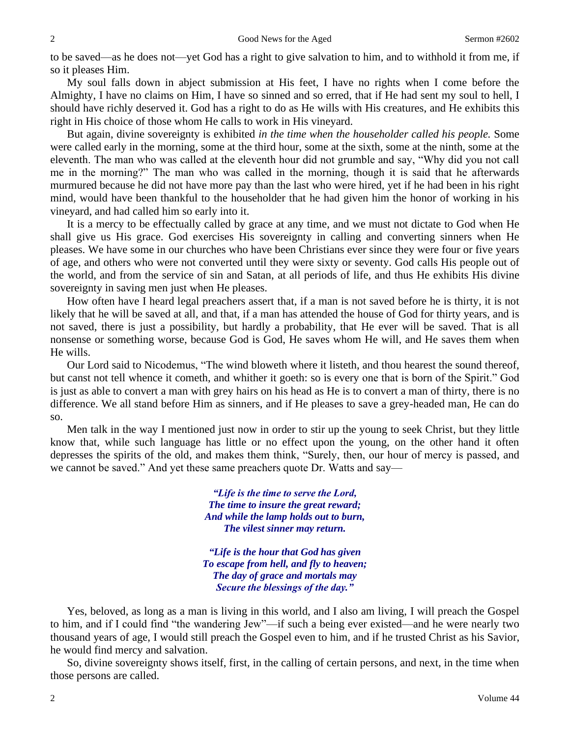to be saved—as he does not—yet God has a right to give salvation to him, and to withhold it from me, if so it pleases Him.

My soul falls down in abject submission at His feet, I have no rights when I come before the Almighty, I have no claims on Him, I have so sinned and so erred, that if He had sent my soul to hell, I should have richly deserved it. God has a right to do as He wills with His creatures, and He exhibits this right in His choice of those whom He calls to work in His vineyard.

But again, divine sovereignty is exhibited *in the time when the householder called his people.* Some were called early in the morning, some at the third hour, some at the sixth, some at the ninth, some at the eleventh. The man who was called at the eleventh hour did not grumble and say, "Why did you not call me in the morning?" The man who was called in the morning, though it is said that he afterwards murmured because he did not have more pay than the last who were hired, yet if he had been in his right mind, would have been thankful to the householder that he had given him the honor of working in his vineyard, and had called him so early into it.

It is a mercy to be effectually called by grace at any time, and we must not dictate to God when He shall give us His grace. God exercises His sovereignty in calling and converting sinners when He pleases. We have some in our churches who have been Christians ever since they were four or five years of age, and others who were not converted until they were sixty or seventy. God calls His people out of the world, and from the service of sin and Satan, at all periods of life, and thus He exhibits His divine sovereignty in saving men just when He pleases.

How often have I heard legal preachers assert that, if a man is not saved before he is thirty, it is not likely that he will be saved at all, and that, if a man has attended the house of God for thirty years, and is not saved, there is just a possibility, but hardly a probability, that He ever will be saved. That is all nonsense or something worse, because God is God, He saves whom He will, and He saves them when He wills.

Our Lord said to Nicodemus, "The wind bloweth where it listeth, and thou hearest the sound thereof, but canst not tell whence it cometh, and whither it goeth: so is every one that is born of the Spirit." God is just as able to convert a man with grey hairs on his head as He is to convert a man of thirty, there is no difference. We all stand before Him as sinners, and if He pleases to save a grey-headed man, He can do so.

Men talk in the way I mentioned just now in order to stir up the young to seek Christ, but they little know that, while such language has little or no effect upon the young, on the other hand it often depresses the spirits of the old, and makes them think, "Surely, then, our hour of mercy is passed, and we cannot be saved." And yet these same preachers quote Dr. Watts and say—

> *"Life is the time to serve the Lord,*
> *The time to insure the great reward;*
> *And while the lamp holds out to burn,*
> *The vilest sinner may return.*
>
> *"Life is the hour that God has given*
> *To escape from hell, and fly to heaven;*
> *The day of grace and mortals may*
> *Secure the blessings of the day."*

Yes, beloved, as long as a man is living in this world, and I also am living, I will preach the Gospel to him, and if I could find "the wandering Jew"—if such a being ever existed—and he were nearly two thousand years of age, I would still preach the Gospel even to him, and if he trusted Christ as his Savior, he would find mercy and salvation.

So, divine sovereignty shows itself, first, in the calling of certain persons, and next, in the time when those persons are called.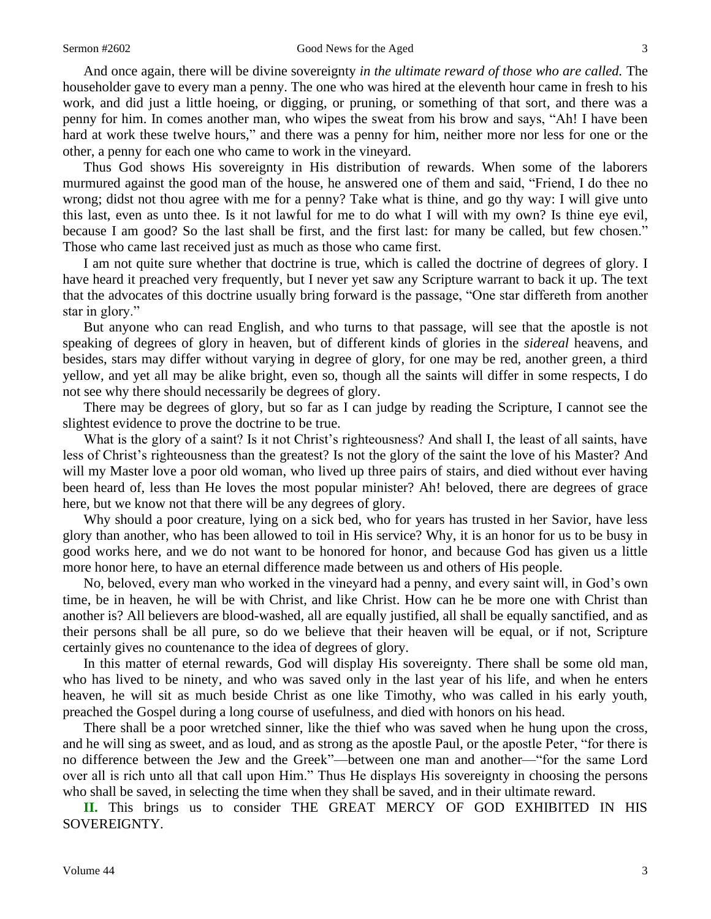And once again, there will be divine sovereignty *in the ultimate reward of those who are called.* The householder gave to every man a penny. The one who was hired at the eleventh hour came in fresh to his work, and did just a little hoeing, or digging, or pruning, or something of that sort, and there was a penny for him. In comes another man, who wipes the sweat from his brow and says, "Ah! I have been hard at work these twelve hours," and there was a penny for him, neither more nor less for one or the other, a penny for each one who came to work in the vineyard.

Thus God shows His sovereignty in His distribution of rewards. When some of the laborers murmured against the good man of the house, he answered one of them and said, "Friend, I do thee no wrong; didst not thou agree with me for a penny? Take what is thine, and go thy way: I will give unto this last, even as unto thee. Is it not lawful for me to do what I will with my own? Is thine eye evil, because I am good? So the last shall be first, and the first last: for many be called, but few chosen." Those who came last received just as much as those who came first.

I am not quite sure whether that doctrine is true, which is called the doctrine of degrees of glory. I have heard it preached very frequently, but I never yet saw any Scripture warrant to back it up. The text that the advocates of this doctrine usually bring forward is the passage, "One star differeth from another star in glory."

But anyone who can read English, and who turns to that passage, will see that the apostle is not speaking of degrees of glory in heaven, but of different kinds of glories in the *sidereal* heavens, and besides, stars may differ without varying in degree of glory, for one may be red, another green, a third yellow, and yet all may be alike bright, even so, though all the saints will differ in some respects, I do not see why there should necessarily be degrees of glory.

There may be degrees of glory, but so far as I can judge by reading the Scripture, I cannot see the slightest evidence to prove the doctrine to be true.

What is the glory of a saint? Is it not Christ's righteousness? And shall I, the least of all saints, have less of Christ's righteousness than the greatest? Is not the glory of the saint the love of his Master? And will my Master love a poor old woman, who lived up three pairs of stairs, and died without ever having been heard of, less than He loves the most popular minister? Ah! beloved, there are degrees of grace here, but we know not that there will be any degrees of glory.

Why should a poor creature, lying on a sick bed, who for years has trusted in her Savior, have less glory than another, who has been allowed to toil in His service? Why, it is an honor for us to be busy in good works here, and we do not want to be honored for honor, and because God has given us a little more honor here, to have an eternal difference made between us and others of His people.

No, beloved, every man who worked in the vineyard had a penny, and every saint will, in God's own time, be in heaven, he will be with Christ, and like Christ. How can he be more one with Christ than another is? All believers are blood-washed, all are equally justified, all shall be equally sanctified, and as their persons shall be all pure, so do we believe that their heaven will be equal, or if not, Scripture certainly gives no countenance to the idea of degrees of glory.

In this matter of eternal rewards, God will display His sovereignty. There shall be some old man, who has lived to be ninety, and who was saved only in the last year of his life, and when he enters heaven, he will sit as much beside Christ as one like Timothy, who was called in his early youth, preached the Gospel during a long course of usefulness, and died with honors on his head.

There shall be a poor wretched sinner, like the thief who was saved when he hung upon the cross, and he will sing as sweet, and as loud, and as strong as the apostle Paul, or the apostle Peter, "for there is no difference between the Jew and the Greek"—between one man and another—"for the same Lord over all is rich unto all that call upon Him." Thus He displays His sovereignty in choosing the persons who shall be saved, in selecting the time when they shall be saved, and in their ultimate reward.

**II.** This brings us to consider THE GREAT MERCY OF GOD EXHIBITED IN HIS SOVEREIGNTY.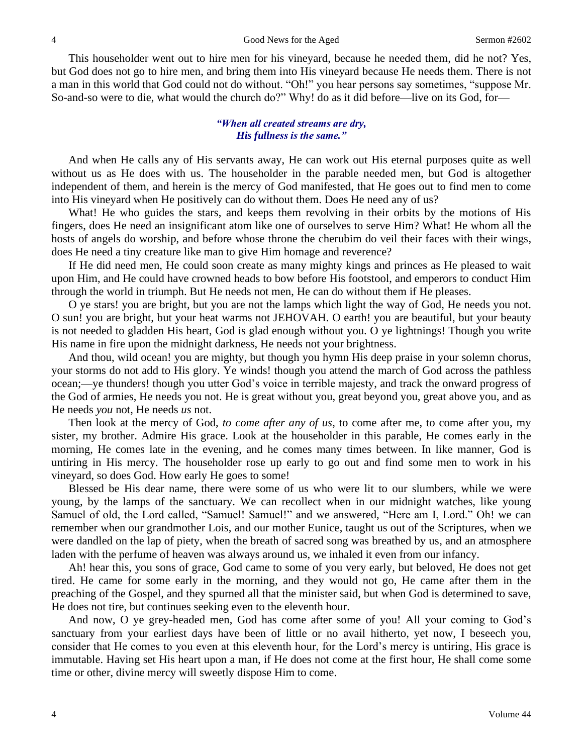This householder went out to hire men for his vineyard, because he needed them, did he not? Yes, but God does not go to hire men, and bring them into His vineyard because He needs them. There is not a man in this world that God could not do without. "Oh!" you hear persons say sometimes, "suppose Mr. So-and-so were to die, what would the church do?" Why! do as it did before—live on its God, for—

*"When all created streams are dry,*
*His fullness is the same."*

And when He calls any of His servants away, He can work out His eternal purposes quite as well without us as He does with us. The householder in the parable needed men, but God is altogether independent of them, and herein is the mercy of God manifested, that He goes out to find men to come into His vineyard when He positively can do without them. Does He need any of us?

What! He who guides the stars, and keeps them revolving in their orbits by the motions of His fingers, does He need an insignificant atom like one of ourselves to serve Him? What! He whom all the hosts of angels do worship, and before whose throne the cherubim do veil their faces with their wings, does He need a tiny creature like man to give Him homage and reverence?

If He did need men, He could soon create as many mighty kings and princes as He pleased to wait upon Him, and He could have crowned heads to bow before His footstool, and emperors to conduct Him through the world in triumph. But He needs not men, He can do without them if He pleases.

O ye stars! you are bright, but you are not the lamps which light the way of God, He needs you not. O sun! you are bright, but your heat warms not JEHOVAH. O earth! you are beautiful, but your beauty is not needed to gladden His heart, God is glad enough without you. O ye lightnings! Though you write His name in fire upon the midnight darkness, He needs not your brightness.

And thou, wild ocean! you are mighty, but though you hymn His deep praise in your solemn chorus, your storms do not add to His glory. Ye winds! though you attend the march of God across the pathless ocean;—ye thunders! though you utter God's voice in terrible majesty, and track the onward progress of the God of armies, He needs you not. He is great without you, great beyond you, great above you, and as He needs *you* not, He needs *us* not.

Then look at the mercy of God, *to come after any of us,* to come after me, to come after you, my sister, my brother. Admire His grace. Look at the householder in this parable, He comes early in the morning, He comes late in the evening, and he comes many times between. In like manner, God is untiring in His mercy. The householder rose up early to go out and find some men to work in his vineyard, so does God. How early He goes to some!

Blessed be His dear name, there were some of us who were lit to our slumbers, while we were young, by the lamps of the sanctuary. We can recollect when in our midnight watches, like young Samuel of old, the Lord called, "Samuel! Samuel!" and we answered, "Here am I, Lord." Oh! we can remember when our grandmother Lois, and our mother Eunice, taught us out of the Scriptures, when we were dandled on the lap of piety, when the breath of sacred song was breathed by us, and an atmosphere laden with the perfume of heaven was always around us, we inhaled it even from our infancy.

Ah! hear this, you sons of grace, God came to some of you very early, but beloved, He does not get tired. He came for some early in the morning, and they would not go, He came after them in the preaching of the Gospel, and they spurned all that the minister said, but when God is determined to save, He does not tire, but continues seeking even to the eleventh hour.

And now, O ye grey-headed men, God has come after some of you! All your coming to God's sanctuary from your earliest days have been of little or no avail hitherto, yet now, I beseech you, consider that He comes to you even at this eleventh hour, for the Lord's mercy is untiring, His grace is immutable. Having set His heart upon a man, if He does not come at the first hour, He shall come some time or other, divine mercy will sweetly dispose Him to come.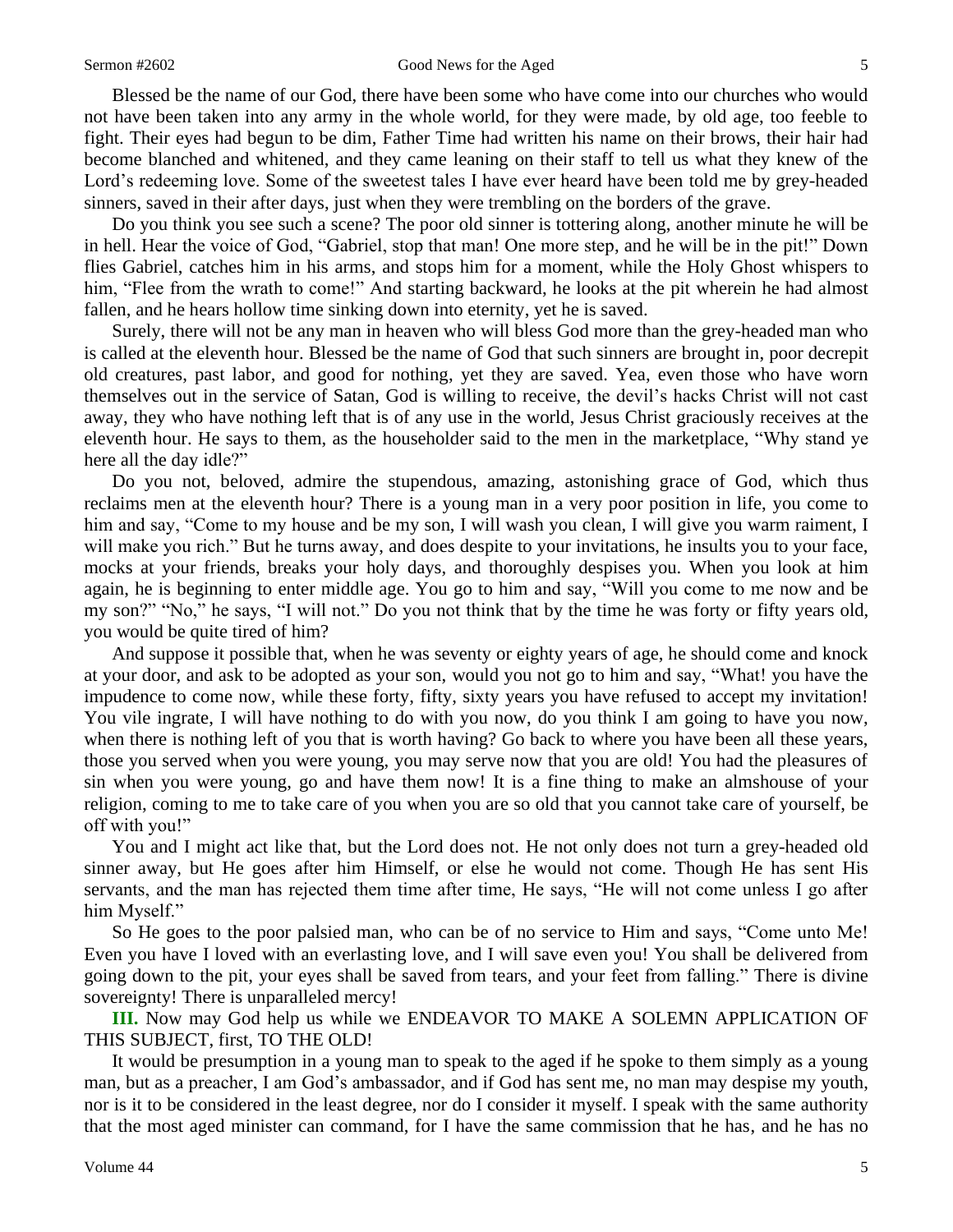Blessed be the name of our God, there have been some who have come into our churches who would not have been taken into any army in the whole world, for they were made, by old age, too feeble to fight. Their eyes had begun to be dim, Father Time had written his name on their brows, their hair had become blanched and whitened, and they came leaning on their staff to tell us what they knew of the Lord's redeeming love. Some of the sweetest tales I have ever heard have been told me by grey-headed sinners, saved in their after days, just when they were trembling on the borders of the grave.

Do you think you see such a scene? The poor old sinner is tottering along, another minute he will be in hell. Hear the voice of God, "Gabriel, stop that man! One more step, and he will be in the pit!" Down flies Gabriel, catches him in his arms, and stops him for a moment, while the Holy Ghost whispers to him, "Flee from the wrath to come!" And starting backward, he looks at the pit wherein he had almost fallen, and he hears hollow time sinking down into eternity, yet he is saved.

Surely, there will not be any man in heaven who will bless God more than the grey-headed man who is called at the eleventh hour. Blessed be the name of God that such sinners are brought in, poor decrepit old creatures, past labor, and good for nothing, yet they are saved. Yea, even those who have worn themselves out in the service of Satan, God is willing to receive, the devil's hacks Christ will not cast away, they who have nothing left that is of any use in the world, Jesus Christ graciously receives at the eleventh hour. He says to them, as the householder said to the men in the marketplace, "Why stand ye here all the day idle?"

Do you not, beloved, admire the stupendous, amazing, astonishing grace of God, which thus reclaims men at the eleventh hour? There is a young man in a very poor position in life, you come to him and say, "Come to my house and be my son, I will wash you clean, I will give you warm raiment, I will make you rich." But he turns away, and does despite to your invitations, he insults you to your face, mocks at your friends, breaks your holy days, and thoroughly despises you. When you look at him again, he is beginning to enter middle age. You go to him and say, "Will you come to me now and be my son?" "No," he says, "I will not." Do you not think that by the time he was forty or fifty years old, you would be quite tired of him?

And suppose it possible that, when he was seventy or eighty years of age, he should come and knock at your door, and ask to be adopted as your son, would you not go to him and say, "What! you have the impudence to come now, while these forty, fifty, sixty years you have refused to accept my invitation! You vile ingrate, I will have nothing to do with you now, do you think I am going to have you now, when there is nothing left of you that is worth having? Go back to where you have been all these years, those you served when you were young, you may serve now that you are old! You had the pleasures of sin when you were young, go and have them now! It is a fine thing to make an almshouse of your religion, coming to me to take care of you when you are so old that you cannot take care of yourself, be off with you!"

You and I might act like that, but the Lord does not. He not only does not turn a grey-headed old sinner away, but He goes after him Himself, or else he would not come. Though He has sent His servants, and the man has rejected them time after time, He says, "He will not come unless I go after him Myself."

So He goes to the poor palsied man, who can be of no service to Him and says, "Come unto Me! Even you have I loved with an everlasting love, and I will save even you! You shall be delivered from going down to the pit, your eyes shall be saved from tears, and your feet from falling." There is divine sovereignty! There is unparalleled mercy!

**III.** Now may God help us while we ENDEAVOR TO MAKE A SOLEMN APPLICATION OF THIS SUBJECT, first, TO THE OLD!

It would be presumption in a young man to speak to the aged if he spoke to them simply as a young man, but as a preacher, I am God's ambassador, and if God has sent me, no man may despise my youth, nor is it to be considered in the least degree, nor do I consider it myself. I speak with the same authority that the most aged minister can command, for I have the same commission that he has, and he has no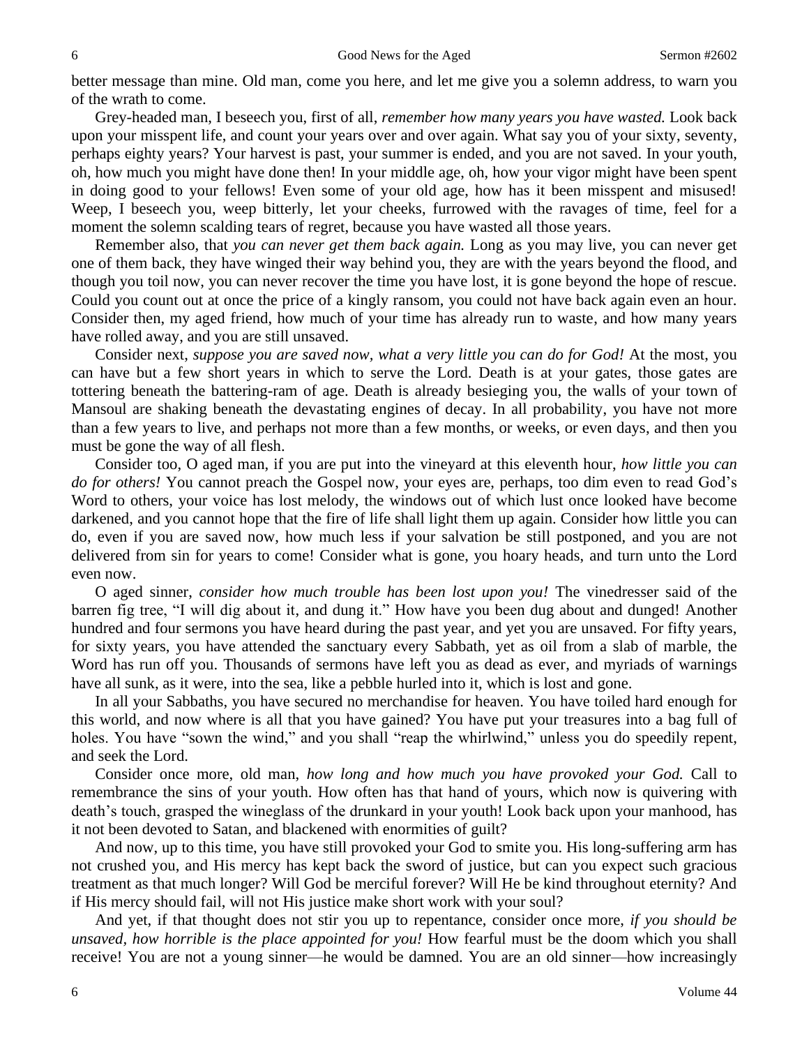better message than mine. Old man, come you here, and let me give you a solemn address, to warn you of the wrath to come.

Grey-headed man, I beseech you, first of all, *remember how many years you have wasted.* Look back upon your misspent life, and count your years over and over again. What say you of your sixty, seventy, perhaps eighty years? Your harvest is past, your summer is ended, and you are not saved. In your youth, oh, how much you might have done then! In your middle age, oh, how your vigor might have been spent in doing good to your fellows! Even some of your old age, how has it been misspent and misused! Weep, I beseech you, weep bitterly, let your cheeks, furrowed with the ravages of time, feel for a moment the solemn scalding tears of regret, because you have wasted all those years.

Remember also, that *you can never get them back again.* Long as you may live, you can never get one of them back, they have winged their way behind you, they are with the years beyond the flood, and though you toil now, you can never recover the time you have lost, it is gone beyond the hope of rescue. Could you count out at once the price of a kingly ransom, you could not have back again even an hour. Consider then, my aged friend, how much of your time has already run to waste, and how many years have rolled away, and you are still unsaved.

Consider next, *suppose you are saved now, what a very little you can do for God!* At the most, you can have but a few short years in which to serve the Lord. Death is at your gates, those gates are tottering beneath the battering-ram of age. Death is already besieging you, the walls of your town of Mansoul are shaking beneath the devastating engines of decay. In all probability, you have not more than a few years to live, and perhaps not more than a few months, or weeks, or even days, and then you must be gone the way of all flesh.

Consider too, O aged man, if you are put into the vineyard at this eleventh hour, *how little you can do for others!* You cannot preach the Gospel now, your eyes are, perhaps, too dim even to read God's Word to others, your voice has lost melody, the windows out of which lust once looked have become darkened, and you cannot hope that the fire of life shall light them up again. Consider how little you can do, even if you are saved now, how much less if your salvation be still postponed, and you are not delivered from sin for years to come! Consider what is gone, you hoary heads, and turn unto the Lord even now.

O aged sinner, *consider how much trouble has been lost upon you!* The vinedresser said of the barren fig tree, "I will dig about it, and dung it." How have you been dug about and dunged! Another hundred and four sermons you have heard during the past year, and yet you are unsaved. For fifty years, for sixty years, you have attended the sanctuary every Sabbath, yet as oil from a slab of marble, the Word has run off you. Thousands of sermons have left you as dead as ever, and myriads of warnings have all sunk, as it were, into the sea, like a pebble hurled into it, which is lost and gone.

In all your Sabbaths, you have secured no merchandise for heaven. You have toiled hard enough for this world, and now where is all that you have gained? You have put your treasures into a bag full of holes. You have "sown the wind," and you shall "reap the whirlwind," unless you do speedily repent, and seek the Lord.

Consider once more, old man, *how long and how much you have provoked your God.* Call to remembrance the sins of your youth. How often has that hand of yours, which now is quivering with death's touch, grasped the wineglass of the drunkard in your youth! Look back upon your manhood, has it not been devoted to Satan, and blackened with enormities of guilt?

And now, up to this time, you have still provoked your God to smite you. His long-suffering arm has not crushed you, and His mercy has kept back the sword of justice, but can you expect such gracious treatment as that much longer? Will God be merciful forever? Will He be kind throughout eternity? And if His mercy should fail, will not His justice make short work with your soul?

And yet, if that thought does not stir you up to repentance, consider once more, *if you should be unsaved, how horrible is the place appointed for you!* How fearful must be the doom which you shall receive! You are not a young sinner—he would be damned. You are an old sinner—how increasingly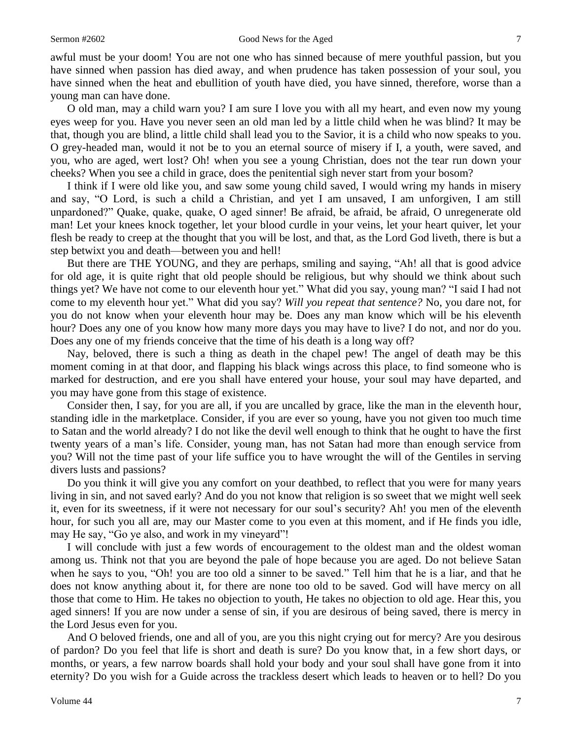awful must be your doom! You are not one who has sinned because of mere youthful passion, but you have sinned when passion has died away, and when prudence has taken possession of your soul, you have sinned when the heat and ebullition of youth have died, you have sinned, therefore, worse than a young man can have done.

O old man, may a child warn you? I am sure I love you with all my heart, and even now my young eyes weep for you. Have you never seen an old man led by a little child when he was blind? It may be that, though you are blind, a little child shall lead you to the Savior, it is a child who now speaks to you. O grey-headed man, would it not be to you an eternal source of misery if I, a youth, were saved, and you, who are aged, wert lost? Oh! when you see a young Christian, does not the tear run down your cheeks? When you see a child in grace, does the penitential sigh never start from your bosom?

I think if I were old like you, and saw some young child saved, I would wring my hands in misery and say, "O Lord, is such a child a Christian, and yet I am unsaved, I am unforgiven, I am still unpardoned?" Quake, quake, quake, O aged sinner! Be afraid, be afraid, be afraid, O unregenerate old man! Let your knees knock together, let your blood curdle in your veins, let your heart quiver, let your flesh be ready to creep at the thought that you will be lost, and that, as the Lord God liveth, there is but a step betwixt you and death—between you and hell!

But there are THE YOUNG, and they are perhaps, smiling and saying, "Ah! all that is good advice for old age, it is quite right that old people should be religious, but why should we think about such things yet? We have not come to our eleventh hour yet." What did you say, young man? "I said I had not come to my eleventh hour yet." What did you say? *Will you repeat that sentence?* No, you dare not, for you do not know when your eleventh hour may be. Does any man know which will be his eleventh hour? Does any one of you know how many more days you may have to live? I do not, and nor do you. Does any one of my friends conceive that the time of his death is a long way off?

Nay, beloved, there is such a thing as death in the chapel pew! The angel of death may be this moment coming in at that door, and flapping his black wings across this place, to find someone who is marked for destruction, and ere you shall have entered your house, your soul may have departed, and you may have gone from this stage of existence.

Consider then, I say, for you are all, if you are uncalled by grace, like the man in the eleventh hour, standing idle in the marketplace. Consider, if you are ever so young, have you not given too much time to Satan and the world already? I do not like the devil well enough to think that he ought to have the first twenty years of a man's life. Consider, young man, has not Satan had more than enough service from you? Will not the time past of your life suffice you to have wrought the will of the Gentiles in serving divers lusts and passions?

Do you think it will give you any comfort on your deathbed, to reflect that you were for many years living in sin, and not saved early? And do you not know that religion is so sweet that we might well seek it, even for its sweetness, if it were not necessary for our soul's security? Ah! you men of the eleventh hour, for such you all are, may our Master come to you even at this moment, and if He finds you idle, may He say, "Go ye also, and work in my vineyard"!

I will conclude with just a few words of encouragement to the oldest man and the oldest woman among us. Think not that you are beyond the pale of hope because you are aged. Do not believe Satan when he says to you, "Oh! you are too old a sinner to be saved." Tell him that he is a liar, and that he does not know anything about it, for there are none too old to be saved. God will have mercy on all those that come to Him. He takes no objection to youth, He takes no objection to old age. Hear this, you aged sinners! If you are now under a sense of sin, if you are desirous of being saved, there is mercy in the Lord Jesus even for you.

And O beloved friends, one and all of you, are you this night crying out for mercy? Are you desirous of pardon? Do you feel that life is short and death is sure? Do you know that, in a few short days, or months, or years, a few narrow boards shall hold your body and your soul shall have gone from it into eternity? Do you wish for a Guide across the trackless desert which leads to heaven or to hell? Do you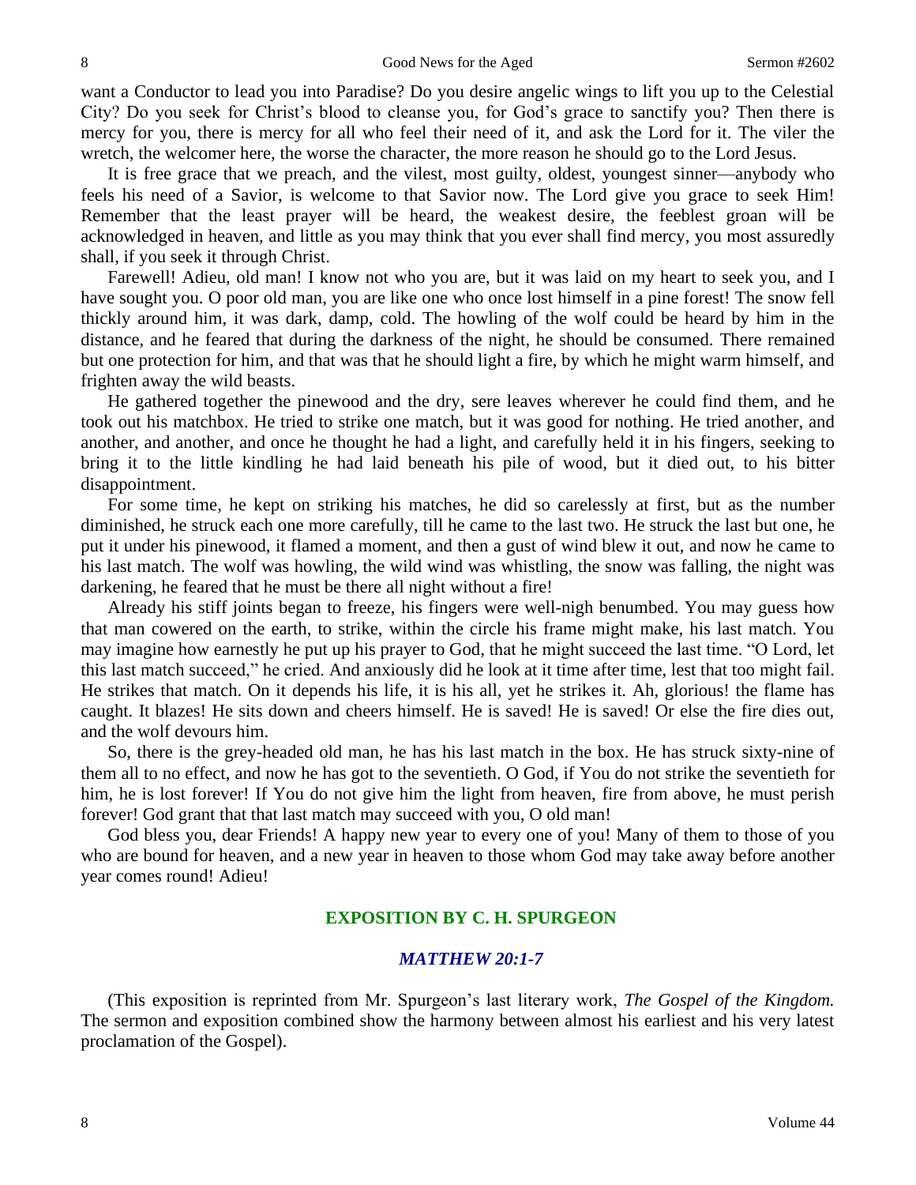want a Conductor to lead you into Paradise? Do you desire angelic wings to lift you up to the Celestial City? Do you seek for Christ's blood to cleanse you, for God's grace to sanctify you? Then there is mercy for you, there is mercy for all who feel their need of it, and ask the Lord for it. The viler the wretch, the welcomer here, the worse the character, the more reason he should go to the Lord Jesus.

It is free grace that we preach, and the vilest, most guilty, oldest, youngest sinner—anybody who feels his need of a Savior, is welcome to that Savior now. The Lord give you grace to seek Him! Remember that the least prayer will be heard, the weakest desire, the feeblest groan will be acknowledged in heaven, and little as you may think that you ever shall find mercy, you most assuredly shall, if you seek it through Christ.

Farewell! Adieu, old man! I know not who you are, but it was laid on my heart to seek you, and I have sought you. O poor old man, you are like one who once lost himself in a pine forest! The snow fell thickly around him, it was dark, damp, cold. The howling of the wolf could be heard by him in the distance, and he feared that during the darkness of the night, he should be consumed. There remained but one protection for him, and that was that he should light a fire, by which he might warm himself, and frighten away the wild beasts.

He gathered together the pinewood and the dry, sere leaves wherever he could find them, and he took out his matchbox. He tried to strike one match, but it was good for nothing. He tried another, and another, and another, and once he thought he had a light, and carefully held it in his fingers, seeking to bring it to the little kindling he had laid beneath his pile of wood, but it died out, to his bitter disappointment.

For some time, he kept on striking his matches, he did so carelessly at first, but as the number diminished, he struck each one more carefully, till he came to the last two. He struck the last but one, he put it under his pinewood, it flamed a moment, and then a gust of wind blew it out, and now he came to his last match. The wolf was howling, the wild wind was whistling, the snow was falling, the night was darkening, he feared that he must be there all night without a fire!

Already his stiff joints began to freeze, his fingers were well-nigh benumbed. You may guess how that man cowered on the earth, to strike, within the circle his frame might make, his last match. You may imagine how earnestly he put up his prayer to God, that he might succeed the last time. "O Lord, let this last match succeed," he cried. And anxiously did he look at it time after time, lest that too might fail. He strikes that match. On it depends his life, it is his all, yet he strikes it. Ah, glorious! the flame has caught. It blazes! He sits down and cheers himself. He is saved! He is saved! Or else the fire dies out, and the wolf devours him.

So, there is the grey-headed old man, he has his last match in the box. He has struck sixty-nine of them all to no effect, and now he has got to the seventieth. O God, if You do not strike the seventieth for him, he is lost forever! If You do not give him the light from heaven, fire from above, he must perish forever! God grant that that last match may succeed with you, O old man!

God bless you, dear Friends! A happy new year to every one of you! Many of them to those of you who are bound for heaven, and a new year in heaven to those whom God may take away before another year comes round! Adieu!

## EXPOSITION BY C. H. SPURGEON

### *MATTHEW 20:1-7*

(This exposition is reprinted from Mr. Spurgeon's last literary work, *The Gospel of the Kingdom.* The sermon and exposition combined show the harmony between almost his earliest and his very latest proclamation of the Gospel).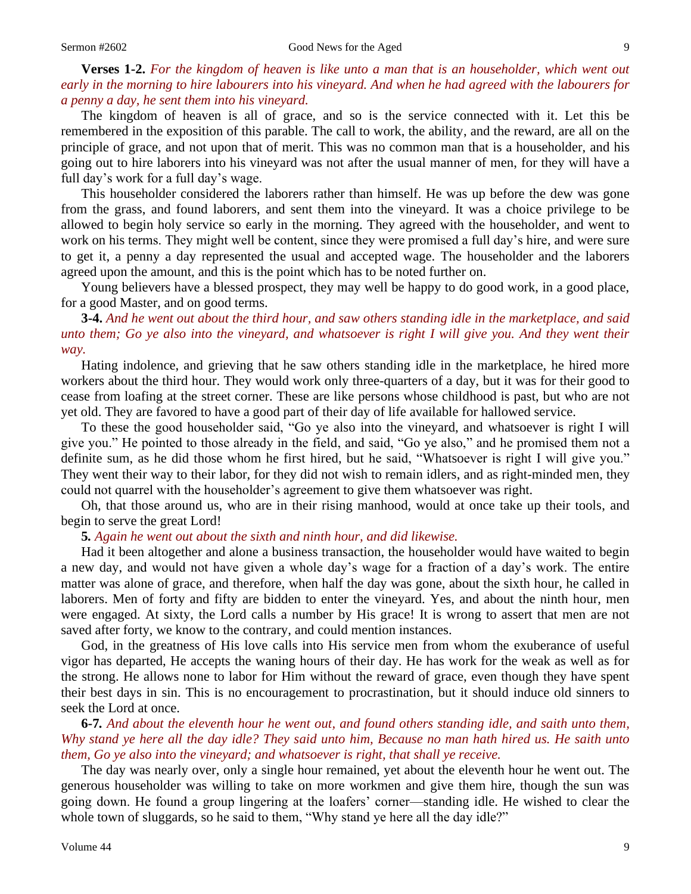**Verses 1-2.** *For the kingdom of heaven is like unto a man that is an householder, which went out early in the morning to hire labourers into his vineyard. And when he had agreed with the labourers for a penny a day, he sent them into his vineyard.*

The kingdom of heaven is all of grace, and so is the service connected with it. Let this be remembered in the exposition of this parable. The call to work, the ability, and the reward, are all on the principle of grace, and not upon that of merit. This was no common man that is a householder, and his going out to hire laborers into his vineyard was not after the usual manner of men, for they will have a full day's work for a full day's wage.

This householder considered the laborers rather than himself. He was up before the dew was gone from the grass, and found laborers, and sent them into the vineyard. It was a choice privilege to be allowed to begin holy service so early in the morning. They agreed with the householder, and went to work on his terms. They might well be content, since they were promised a full day's hire, and were sure to get it, a penny a day represented the usual and accepted wage. The householder and the laborers agreed upon the amount, and this is the point which has to be noted further on.

Young believers have a blessed prospect, they may well be happy to do good work, in a good place, for a good Master, and on good terms.

**3-4.** *And he went out about the third hour, and saw others standing idle in the marketplace, and said unto them; Go ye also into the vineyard, and whatsoever is right I will give you. And they went their way.*

Hating indolence, and grieving that he saw others standing idle in the marketplace, he hired more workers about the third hour. They would work only three-quarters of a day, but it was for their good to cease from loafing at the street corner. These are like persons whose childhood is past, but who are not yet old. They are favored to have a good part of their day of life available for hallowed service.

To these the good householder said, "Go ye also into the vineyard, and whatsoever is right I will give you." He pointed to those already in the field, and said, "Go ye also," and he promised them not a definite sum, as he did those whom he first hired, but he said, "Whatsoever is right I will give you." They went their way to their labor, for they did not wish to remain idlers, and as right-minded men, they could not quarrel with the householder's agreement to give them whatsoever was right.

Oh, that those around us, who are in their rising manhood, would at once take up their tools, and begin to serve the great Lord!

**5.** *Again he went out about the sixth and ninth hour, and did likewise.*

Had it been altogether and alone a business transaction, the householder would have waited to begin a new day, and would not have given a whole day's wage for a fraction of a day's work. The entire matter was alone of grace, and therefore, when half the day was gone, about the sixth hour, he called in laborers. Men of forty and fifty are bidden to enter the vineyard. Yes, and about the ninth hour, men were engaged. At sixty, the Lord calls a number by His grace! It is wrong to assert that men are not saved after forty, we know to the contrary, and could mention instances.

God, in the greatness of His love calls into His service men from whom the exuberance of useful vigor has departed, He accepts the waning hours of their day. He has work for the weak as well as for the strong. He allows none to labor for Him without the reward of grace, even though they have spent their best days in sin. This is no encouragement to procrastination, but it should induce old sinners to seek the Lord at once.

**6-7.** *And about the eleventh hour he went out, and found others standing idle, and saith unto them, Why stand ye here all the day idle? They said unto him, Because no man hath hired us. He saith unto them, Go ye also into the vineyard; and whatsoever is right, that shall ye receive.*

The day was nearly over, only a single hour remained, yet about the eleventh hour he went out. The generous householder was willing to take on more workmen and give them hire, though the sun was going down. He found a group lingering at the loafers' corner—standing idle. He wished to clear the whole town of sluggards, so he said to them, "Why stand ye here all the day idle?"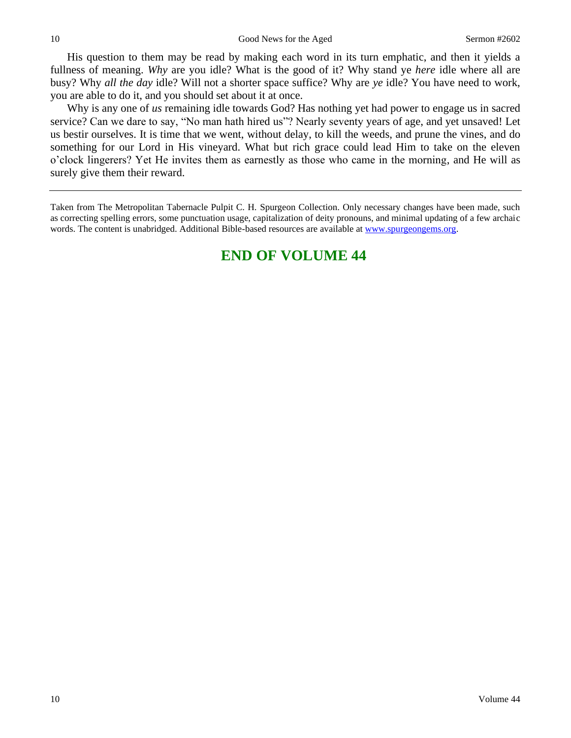His question to them may be read by making each word in its turn emphatic, and then it yields a fullness of meaning. *Why* are you idle? What is the good of it? Why stand ye *here* idle where all are busy? Why *all the day* idle? Will not a shorter space suffice? Why are *ye* idle? You have need to work, you are able to do it, and you should set about it at once.

Why is any one of *us* remaining idle towards God? Has nothing yet had power to engage us in sacred service? Can we dare to say, "No man hath hired us"? Nearly seventy years of age, and yet unsaved! Let us bestir ourselves. It is time that we went, without delay, to kill the weeds, and prune the vines, and do something for our Lord in His vineyard. What but rich grace could lead Him to take on the eleven o'clock lingerers? Yet He invites them as earnestly as those who came in the morning, and He will as surely give them their reward.

---

Taken from The Metropolitan Tabernacle Pulpit C. H. Spurgeon Collection. Only necessary changes have been made, such as correcting spelling errors, some punctuation usage, capitalization of deity pronouns, and minimal updating of a few archaic words. The content is unabridged. Additional Bible-based resources are available at www.spurgeongems.org.

## END OF VOLUME 44